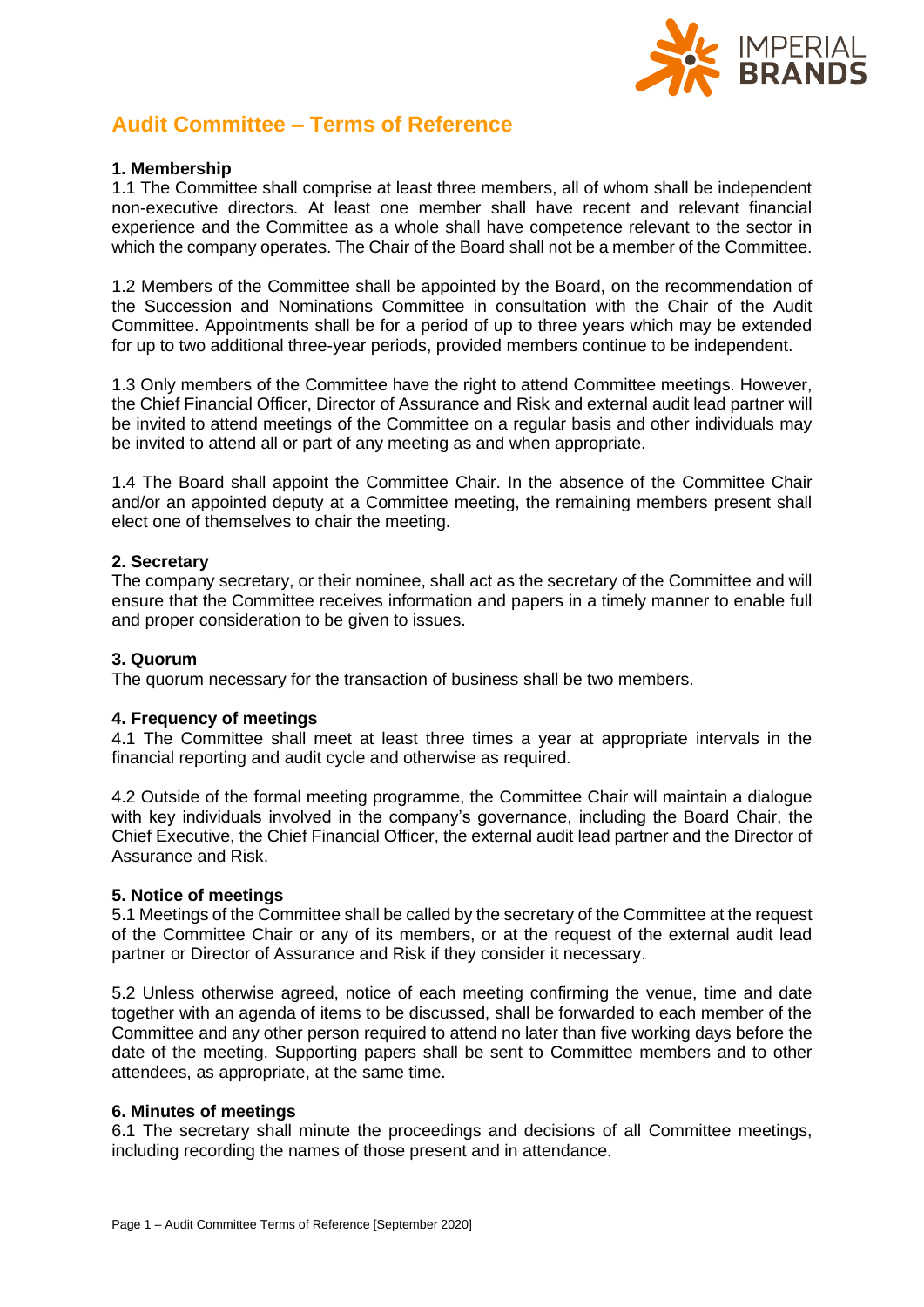# Audit Committee – Terms of Reference

### 1. Membership

1.1 The Committee shall comprise at least three members, all of whom shall be independent non-executive directors. At least one member shall have recent and relevant financial experience and the Committee as a whole shall have competence relevant to the sector in which the company operates. The Chair of the Board shall not be a member of the Committee.

1.2 Members of the Committee shall be appointed by the Board, on the recommendation of the Succession and Nominations Committee in consultation with the Chair of the Audit Committee. Appointments shall be for a period of up to three years which may be extended for up to two additional three-year periods, provided members continue to be independent.

1.3 Only members of the Committee have the right to attend Committee meetings. However, the Chief Financial Officer, Director of Assurance and Risk and external audit lead partner will be invited to attend meetings of the Committee on a regular basis and other individuals may be invited to attend all or part of any meeting as and when appropriate.

1.4 The Board shall appoint the Committee Chair. In the absence of the Committee Chair and/or an appointed deputy at a Committee meeting, the remaining members present shall elect one of themselves to chair the meeting.

### 2. Secretary

The company secretary, or their nominee, shall act as the secretary of the Committee and will ensure that the Committee receives information and papers in a timely manner to enable full and proper consideration to be given to issues.

### 3. Quorum

The quorum necessary for the transaction of business shall be two members.

### 4. Frequency of meetings

4.1 The Committee shall meet at least three times a year at appropriate intervals in the financial reporting and audit cycle and otherwise as required.

4.2 Outside of the formal meeting programme, the Committee Chair will maintain a dialogue with key individuals involved in the company's governance, including the Board Chair, the Chief Executive, the Chief Financial Officer, the external audit lead partner and the Director of Assurance and Risk.

### 5. Notice of meetings

5.1 Meetings of the Committee shall be called by the secretary of the Committee at the request of the Committee Chair or any of its members, or at the request of the external audit lead partner or Director of Assurance and Risk if they consider it necessary.

5.2 Unless otherwise agreed, notice of each meeting confirming the venue, time and date together with an agenda of items to be discussed, shall be forwarded to each member of the Committee and any other person required to attend no later than five working days before the date of the meeting. Supporting papers shall be sent to Committee members and to other attendees, as appropriate, at the same time.

### 6. Minutes of meetings

6.1 The secretary shall minute the proceedings and decisions of all Committee meetings, including recording the names of those present and in attendance.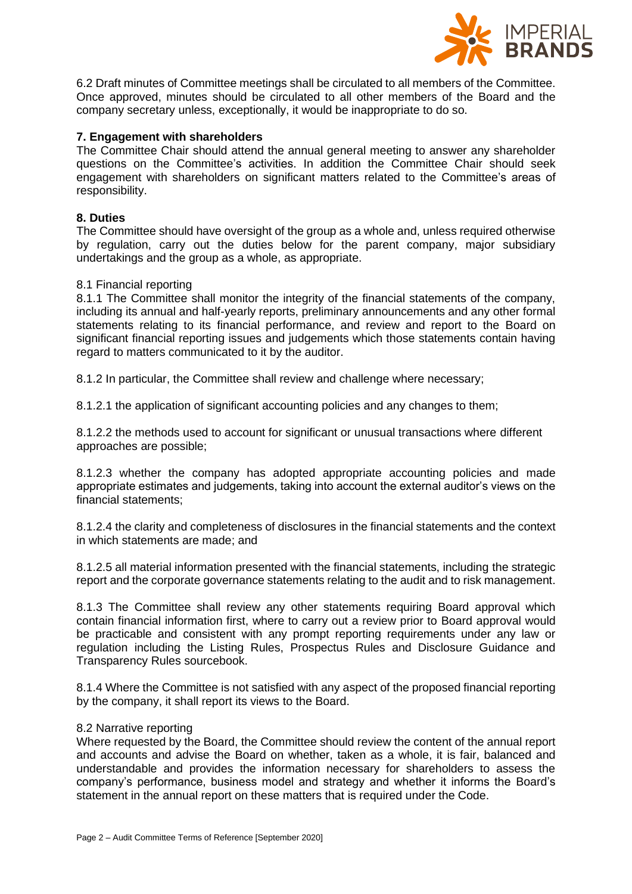6.2 Draft minutes of Committee meetings shall be circulated to all members of the Committee. Once approved, minutes should be circulated to all other members of the Board and the company secretary unless, exceptionally, it would be inappropriate to do so.

**7. Engagement with shareholders**

The Committee Chair should attend the annual general meeting to answer any shareholder questions on the Committee's activities. In addition the Committee Chair should seek engagement with shareholders on significant matters related to the Committee's areas of responsibility.

**8. Duties**

The Committee should have oversight of the group as a whole and, unless required otherwise by regulation, carry out the duties below for the parent company, major subsidiary undertakings and the group as a whole, as appropriate.

8.1 Financial reporting

8.1.1 The Committee shall monitor the integrity of the financial statements of the company, including its annual and half-yearly reports, preliminary announcements and any other formal statements relating to its financial performance, and review and report to the Board on significant financial reporting issues and judgements which those statements contain having regard to matters communicated to it by the auditor.

8.1.2 In particular, the Committee shall review and challenge where necessary;

8.1.2.1 the application of significant accounting policies and any changes to them;

8.1.2.2 the methods used to account for significant or unusual transactions where different approaches are possible;

8.1.2.3 whether the company has adopted appropriate accounting policies and made appropriate estimates and judgements, taking into account the external auditor's views on the financial statements;

8.1.2.4 the clarity and completeness of disclosures in the financial statements and the context in which statements are made; and

8.1.2.5 all material information presented with the financial statements, including the strategic report and the corporate governance statements relating to the audit and to risk management.

8.1.3 The Committee shall review any other statements requiring Board approval which contain financial information first, where to carry out a review prior to Board approval would be practicable and consistent with any prompt reporting requirements under any law or regulation including the Listing Rules, Prospectus Rules and Disclosure Guidance and Transparency Rules sourcebook.

8.1.4 Where the Committee is not satisfied with any aspect of the proposed financial reporting by the company, it shall report its views to the Board.

8.2 Narrative reporting

Where requested by the Board, the Committee should review the content of the annual report and accounts and advise the Board on whether, taken as a whole, it is fair, balanced and understandable and provides the information necessary for shareholders to assess the company's performance, business model and strategy and whether it informs the Board's statement in the annual report on these matters that is required under the Code.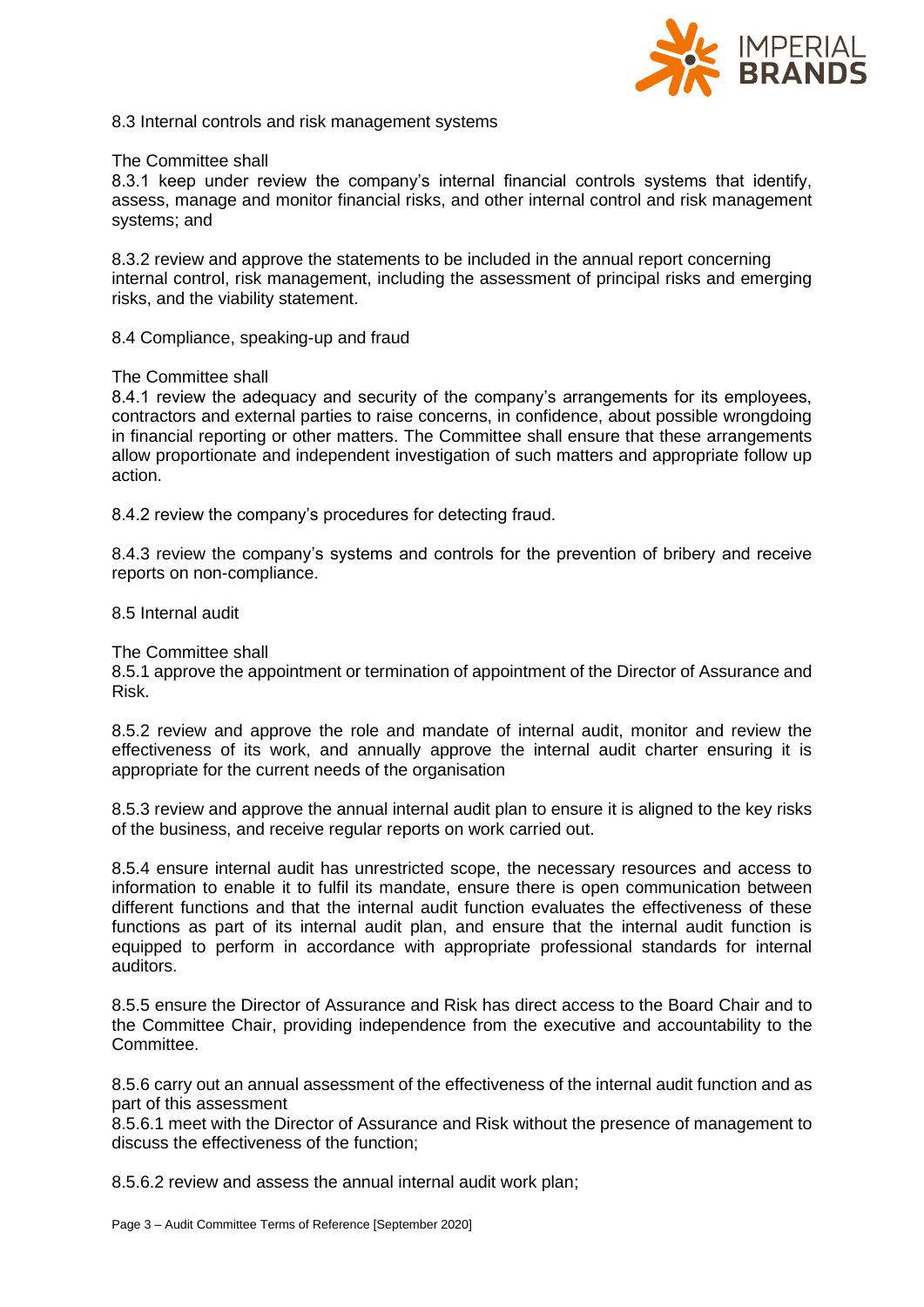8.3 Internal controls and risk management systems

The Committee shall

8.3.1 keep under review the company's internal financial controls systems that identify, assess, manage and monitor financial risks, and other internal control and risk management systems; and

8.3.2 review and approve the statements to be included in the annual report concerning internal control, risk management, including the assessment of principal risks and emerging risks, and the viability statement.

8.4 Compliance, speaking-up and fraud

The Committee shall

8.4.1 review the adequacy and security of the company's arrangements for its employees, contractors and external parties to raise concerns, in confidence, about possible wrongdoing in financial reporting or other matters. The Committee shall ensure that these arrangements allow proportionate and independent investigation of such matters and appropriate follow up action.

8.4.2 review the company's procedures for detecting fraud.

8.4.3 review the company's systems and controls for the prevention of bribery and receive reports on non-compliance.

8.5 Internal audit

The Committee shall

8.5.1 approve the appointment or termination of appointment of the Director of Assurance and Risk.

8.5.2 review and approve the role and mandate of internal audit, monitor and review the effectiveness of its work, and annually approve the internal audit charter ensuring it is appropriate for the current needs of the organisation

8.5.3 review and approve the annual internal audit plan to ensure it is aligned to the key risks of the business, and receive regular reports on work carried out.

8.5.4 ensure internal audit has unrestricted scope, the necessary resources and access to information to enable it to fulfil its mandate, ensure there is open communication between different functions and that the internal audit function evaluates the effectiveness of these functions as part of its internal audit plan, and ensure that the internal audit function is equipped to perform in accordance with appropriate professional standards for internal auditors.

8.5.5 ensure the Director of Assurance and Risk has direct access to the Board Chair and to the Committee Chair, providing independence from the executive and accountability to the Committee.

8.5.6 carry out an annual assessment of the effectiveness of the internal audit function and as part of this assessment

8.5.6.1 meet with the Director of Assurance and Risk without the presence of management to discuss the effectiveness of the function;

8.5.6.2 review and assess the annual internal audit work plan;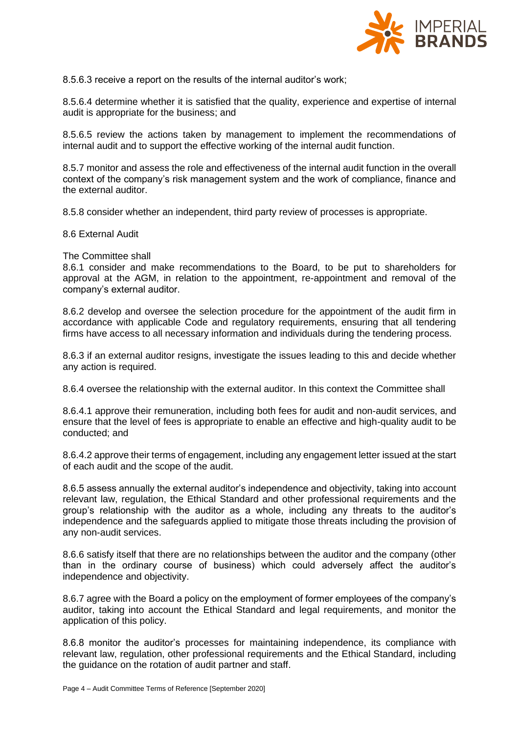8.5.6.3 receive a report on the results of the internal auditor's work;

8.5.6.4 determine whether it is satisfied that the quality, experience and expertise of internal audit is appropriate for the business; and

8.5.6.5 review the actions taken by management to implement the recommendations of internal audit and to support the effective working of the internal audit function.

8.5.7 monitor and assess the role and effectiveness of the internal audit function in the overall context of the company's risk management system and the work of compliance, finance and the external auditor.

8.5.8 consider whether an independent, third party review of processes is appropriate.

8.6 External Audit

The Committee shall
8.6.1 consider and make recommendations to the Board, to be put to shareholders for approval at the AGM, in relation to the appointment, re-appointment and removal of the company's external auditor.

8.6.2 develop and oversee the selection procedure for the appointment of the audit firm in accordance with applicable Code and regulatory requirements, ensuring that all tendering firms have access to all necessary information and individuals during the tendering process.

8.6.3 if an external auditor resigns, investigate the issues leading to this and decide whether any action is required.

8.6.4 oversee the relationship with the external auditor. In this context the Committee shall

8.6.4.1 approve their remuneration, including both fees for audit and non-audit services, and ensure that the level of fees is appropriate to enable an effective and high-quality audit to be conducted; and

8.6.4.2 approve their terms of engagement, including any engagement letter issued at the start of each audit and the scope of the audit.

8.6.5 assess annually the external auditor's independence and objectivity, taking into account relevant law, regulation, the Ethical Standard and other professional requirements and the group's relationship with the auditor as a whole, including any threats to the auditor's independence and the safeguards applied to mitigate those threats including the provision of any non-audit services.

8.6.6 satisfy itself that there are no relationships between the auditor and the company (other than in the ordinary course of business) which could adversely affect the auditor's independence and objectivity.

8.6.7 agree with the Board a policy on the employment of former employees of the company's auditor, taking into account the Ethical Standard and legal requirements, and monitor the application of this policy.

8.6.8 monitor the auditor's processes for maintaining independence, its compliance with relevant law, regulation, other professional requirements and the Ethical Standard, including the guidance on the rotation of audit partner and staff.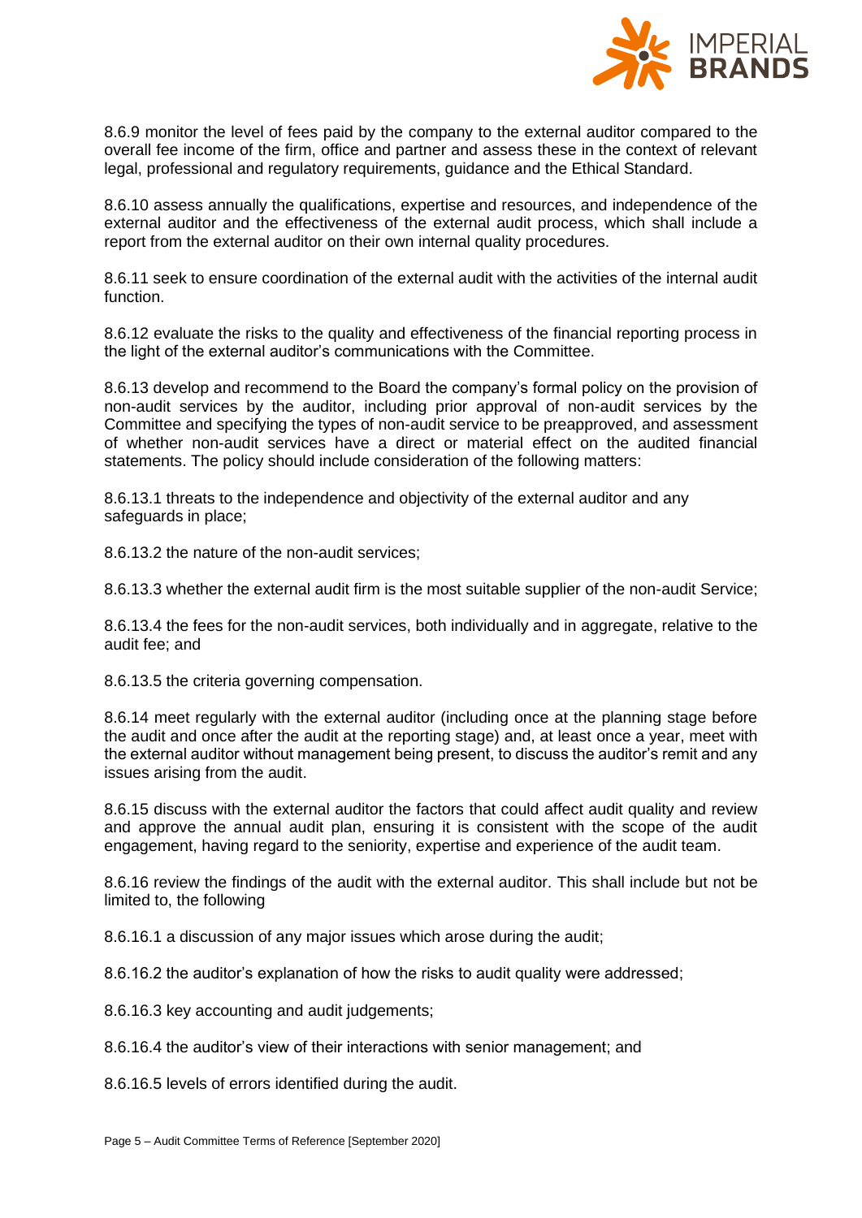8.6.9 monitor the level of fees paid by the company to the external auditor compared to the overall fee income of the firm, office and partner and assess these in the context of relevant legal, professional and regulatory requirements, guidance and the Ethical Standard.

8.6.10 assess annually the qualifications, expertise and resources, and independence of the external auditor and the effectiveness of the external audit process, which shall include a report from the external auditor on their own internal quality procedures.

8.6.11 seek to ensure coordination of the external audit with the activities of the internal audit function.

8.6.12 evaluate the risks to the quality and effectiveness of the financial reporting process in the light of the external auditor's communications with the Committee.

8.6.13 develop and recommend to the Board the company's formal policy on the provision of non-audit services by the auditor, including prior approval of non-audit services by the Committee and specifying the types of non-audit service to be preapproved, and assessment of whether non-audit services have a direct or material effect on the audited financial statements. The policy should include consideration of the following matters:

8.6.13.1 threats to the independence and objectivity of the external auditor and any safeguards in place;

8.6.13.2 the nature of the non-audit services;

8.6.13.3 whether the external audit firm is the most suitable supplier of the non-audit Service;

8.6.13.4 the fees for the non-audit services, both individually and in aggregate, relative to the audit fee; and

8.6.13.5 the criteria governing compensation.

8.6.14 meet regularly with the external auditor (including once at the planning stage before the audit and once after the audit at the reporting stage) and, at least once a year, meet with the external auditor without management being present, to discuss the auditor's remit and any issues arising from the audit.

8.6.15 discuss with the external auditor the factors that could affect audit quality and review and approve the annual audit plan, ensuring it is consistent with the scope of the audit engagement, having regard to the seniority, expertise and experience of the audit team.

8.6.16 review the findings of the audit with the external auditor. This shall include but not be limited to, the following

8.6.16.1 a discussion of any major issues which arose during the audit;

8.6.16.2 the auditor's explanation of how the risks to audit quality were addressed;

8.6.16.3 key accounting and audit judgements;

8.6.16.4 the auditor's view of their interactions with senior management; and

8.6.16.5 levels of errors identified during the audit.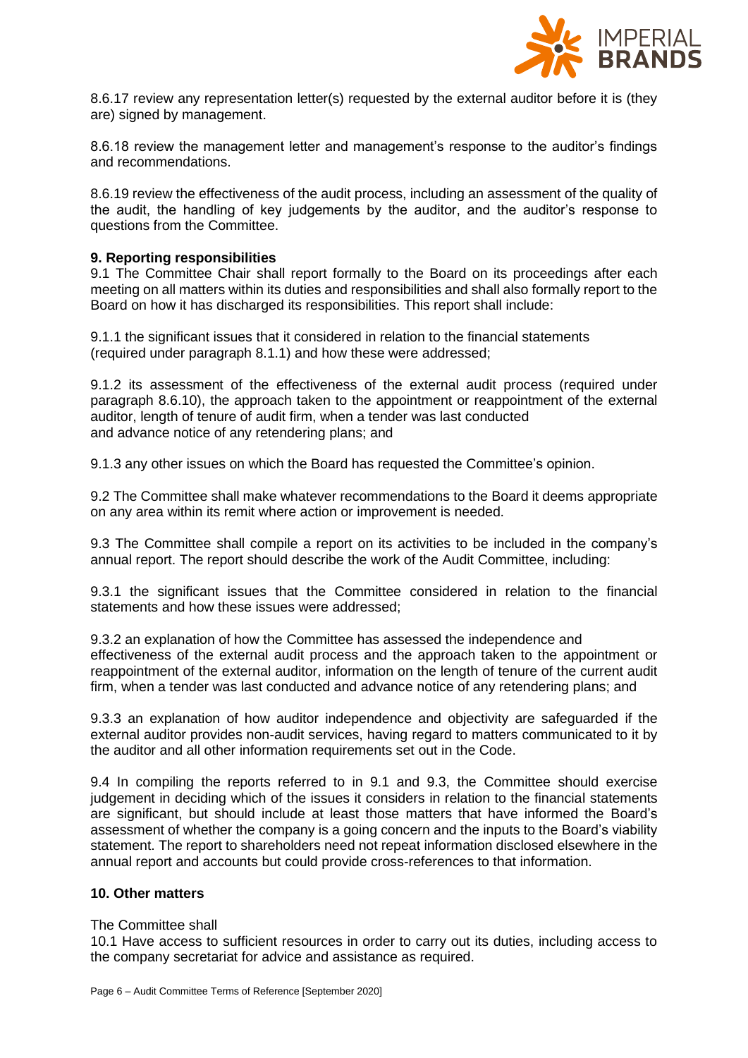8.6.17 review any representation letter(s) requested by the external auditor before it is (they are) signed by management.

8.6.18 review the management letter and management's response to the auditor's findings and recommendations.

8.6.19 review the effectiveness of the audit process, including an assessment of the quality of the audit, the handling of key judgements by the auditor, and the auditor's response to questions from the Committee.

**9. Reporting responsibilities**

9.1 The Committee Chair shall report formally to the Board on its proceedings after each meeting on all matters within its duties and responsibilities and shall also formally report to the Board on how it has discharged its responsibilities. This report shall include:

9.1.1 the significant issues that it considered in relation to the financial statements (required under paragraph 8.1.1) and how these were addressed;

9.1.2 its assessment of the effectiveness of the external audit process (required under paragraph 8.6.10), the approach taken to the appointment or reappointment of the external auditor, length of tenure of audit firm, when a tender was last conducted and advance notice of any retendering plans; and

9.1.3 any other issues on which the Board has requested the Committee's opinion.

9.2 The Committee shall make whatever recommendations to the Board it deems appropriate on any area within its remit where action or improvement is needed.

9.3 The Committee shall compile a report on its activities to be included in the company's annual report. The report should describe the work of the Audit Committee, including:

9.3.1 the significant issues that the Committee considered in relation to the financial statements and how these issues were addressed;

9.3.2 an explanation of how the Committee has assessed the independence and effectiveness of the external audit process and the approach taken to the appointment or reappointment of the external auditor, information on the length of tenure of the current audit firm, when a tender was last conducted and advance notice of any retendering plans; and

9.3.3 an explanation of how auditor independence and objectivity are safeguarded if the external auditor provides non-audit services, having regard to matters communicated to it by the auditor and all other information requirements set out in the Code.

9.4 In compiling the reports referred to in 9.1 and 9.3, the Committee should exercise judgement in deciding which of the issues it considers in relation to the financial statements are significant, but should include at least those matters that have informed the Board's assessment of whether the company is a going concern and the inputs to the Board's viability statement. The report to shareholders need not repeat information disclosed elsewhere in the annual report and accounts but could provide cross-references to that information.

**10. Other matters**

The Committee shall

10.1 Have access to sufficient resources in order to carry out its duties, including access to the company secretariat for advice and assistance as required.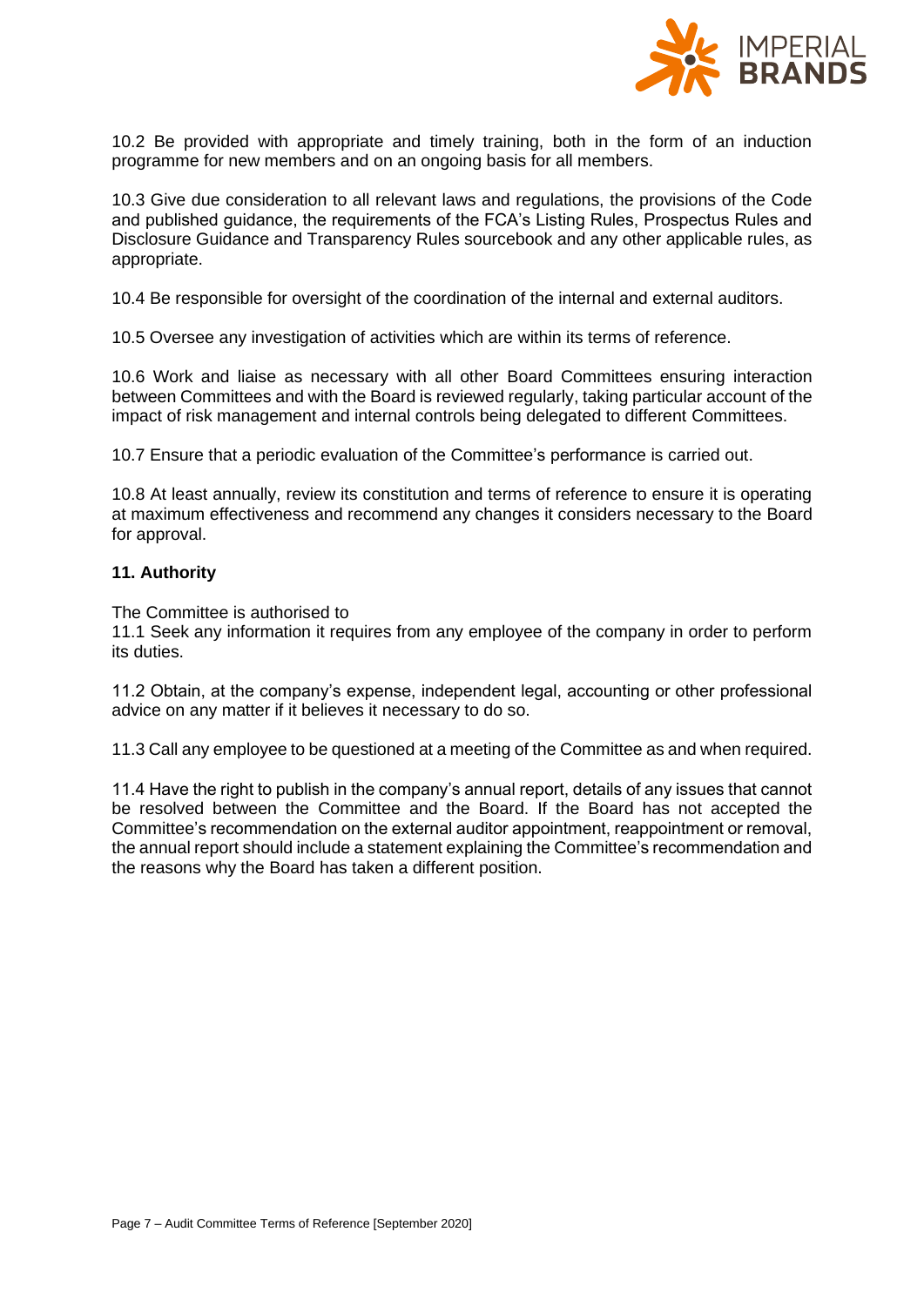10.2 Be provided with appropriate and timely training, both in the form of an induction programme for new members and on an ongoing basis for all members.

10.3 Give due consideration to all relevant laws and regulations, the provisions of the Code and published guidance, the requirements of the FCA's Listing Rules, Prospectus Rules and Disclosure Guidance and Transparency Rules sourcebook and any other applicable rules, as appropriate.

10.4 Be responsible for oversight of the coordination of the internal and external auditors.

10.5 Oversee any investigation of activities which are within its terms of reference.

10.6 Work and liaise as necessary with all other Board Committees ensuring interaction between Committees and with the Board is reviewed regularly, taking particular account of the impact of risk management and internal controls being delegated to different Committees.

10.7 Ensure that a periodic evaluation of the Committee's performance is carried out.

10.8 At least annually, review its constitution and terms of reference to ensure it is operating at maximum effectiveness and recommend any changes it considers necessary to the Board for approval.

**11. Authority**

The Committee is authorised to

11.1 Seek any information it requires from any employee of the company in order to perform its duties.

11.2 Obtain, at the company's expense, independent legal, accounting or other professional advice on any matter if it believes it necessary to do so.

11.3 Call any employee to be questioned at a meeting of the Committee as and when required.

11.4 Have the right to publish in the company's annual report, details of any issues that cannot be resolved between the Committee and the Board. If the Board has not accepted the Committee's recommendation on the external auditor appointment, reappointment or removal, the annual report should include a statement explaining the Committee's recommendation and the reasons why the Board has taken a different position.